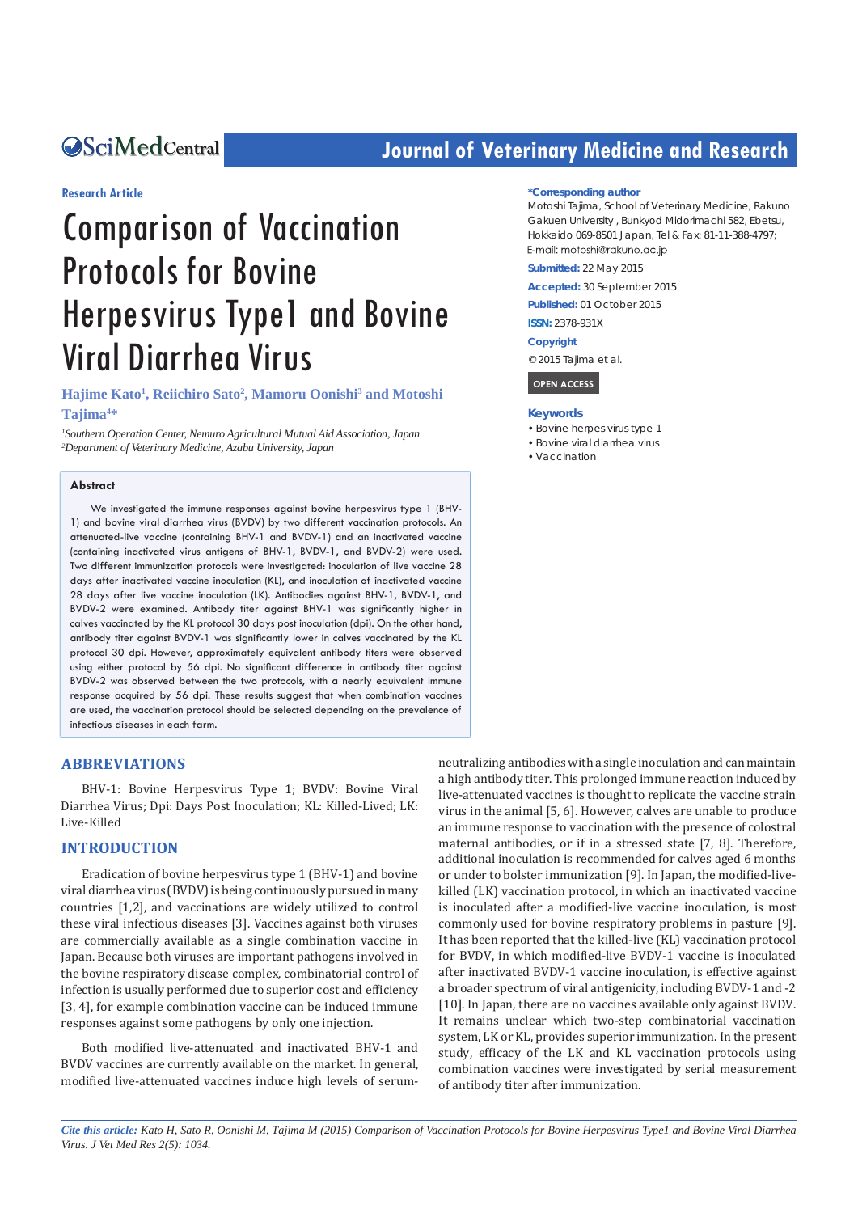**Research Article**

# Comparison of Vaccination Protocols for Bovine Herpesvirus Type1 and Bovine Viral Diarrhea Virus

**Hajime Kato[1], Reiichiro Sato[2], Mamoru Oonishi[3] and Motoshi Tajima[4]***

[1]*Southern Operation Center, Nemuro Agricultural Mutual Aid Association, Japan*
[2]*Department of Veterinary Medicine, Azabu University, Japan*

**Abstract**

We investigated the immune responses against bovine herpesvirus type 1 (BHV-1) and bovine viral diarrhea virus (BVDV) by two different vaccination protocols. An attenuated-live vaccine (containing BHV-1 and BVDV-1) and an inactivated vaccine (containing inactivated virus antigens of BHV-1, BVDV-1, and BVDV-2) were used. Two different immunization protocols were investigated: inoculation of live vaccine 28 days after inactivated vaccine inoculation (KL), and inoculation of inactivated vaccine 28 days after live vaccine inoculation (LK). Antibodies against BHV-1, BVDV-1, and BVDV-2 were examined. Antibody titer against BHV-1 was significantly higher in calves vaccinated by the KL protocol 30 days post inoculation (dpi). On the other hand, antibody titer against BVDV-1 was significantly lower in calves vaccinated by the KL protocol 30 dpi. However, approximately equivalent antibody titers were observed using either protocol by 56 dpi. No significant difference in antibody titer against BVDV-2 was observed between the two protocols, with a nearly equivalent immune response acquired by 56 dpi. These results suggest that when combination vaccines are used, the vaccination protocol should be selected depending on the prevalence of infectious diseases in each farm.

***Corresponding author**

Motoshi Tajima, School of Veterinary Medicine, Rakuno Gakuen University, Bunkyod Midorimachi 582, Ebetsu, Hokkaido 069-8501 Japan, Tel & Fax: 81-11-388-4797; E-mail: motoshi@rakuno.ac.jp

**Submitted:** 22 May 2015

**Accepted:** 30 September 2015

**Published:** 01 October 2015

**ISSN:** 2378-931X

**Copyright**

© 2015 Tajima et al.

OPEN ACCESS

**Keywords**

- Bovine herpes virus type 1
- Bovine viral diarrhea virus
- Vaccination

## ABBREVIATIONS

BHV-1: Bovine Herpesvirus Type 1; BVDV: Bovine Viral Diarrhea Virus; Dpi: Days Post Inoculation; KL: Killed-Lived; LK: Live-Killed

## INTRODUCTION

Eradication of bovine herpesvirus type 1 (BHV-1) and bovine viral diarrhea virus (BVDV) is being continuously pursued in many countries [1,2], and vaccinations are widely utilized to control these viral infectious diseases [3]. Vaccines against both viruses are commercially available as a single combination vaccine in Japan. Because both viruses are important pathogens involved in the bovine respiratory disease complex, combinatorial control of infection is usually performed due to superior cost and efficiency [3, 4], for example combination vaccine can be induced immune responses against some pathogens by only one injection.

Both modified live-attenuated and inactivated BHV-1 and BVDV vaccines are currently available on the market. In general, modified live-attenuated vaccines induce high levels of serum-neutralizing antibodies with a single inoculation and can maintain a high antibody titer. This prolonged immune reaction induced by live-attenuated vaccines is thought to replicate the vaccine strain virus in the animal [5, 6]. However, calves are unable to produce an immune response to vaccination with the presence of colostral maternal antibodies, or if in a stressed state [7, 8]. Therefore, additional inoculation is recommended for calves aged 6 months or under to bolster immunization [9]. In Japan, the modified-live-killed (LK) vaccination protocol, in which an inactivated vaccine is inoculated after a modified-live vaccine inoculation, is most commonly used for bovine respiratory problems in pasture [9]. It has been reported that the killed-live (KL) vaccination protocol for BVDV, in which modified-live BVDV-1 vaccine is inoculated after inactivated BVDV-1 vaccine inoculation, is effective against a broader spectrum of viral antigenicity, including BVDV-1 and -2 [10]. In Japan, there are no vaccines available only against BVDV. It remains unclear which two-step combinatorial vaccination system, LK or KL, provides superior immunization. In the present study, efficacy of the LK and KL vaccination protocols using combination vaccines were investigated by serial measurement of antibody titer after immunization.

*Cite this article: Kato H, Sato R, Oonishi M, Tajima M (2015) Comparison of Vaccination Protocols for Bovine Herpesvirus Type1 and Bovine Viral Diarrhea Virus. J Vet Med Res 2(5): 1034.*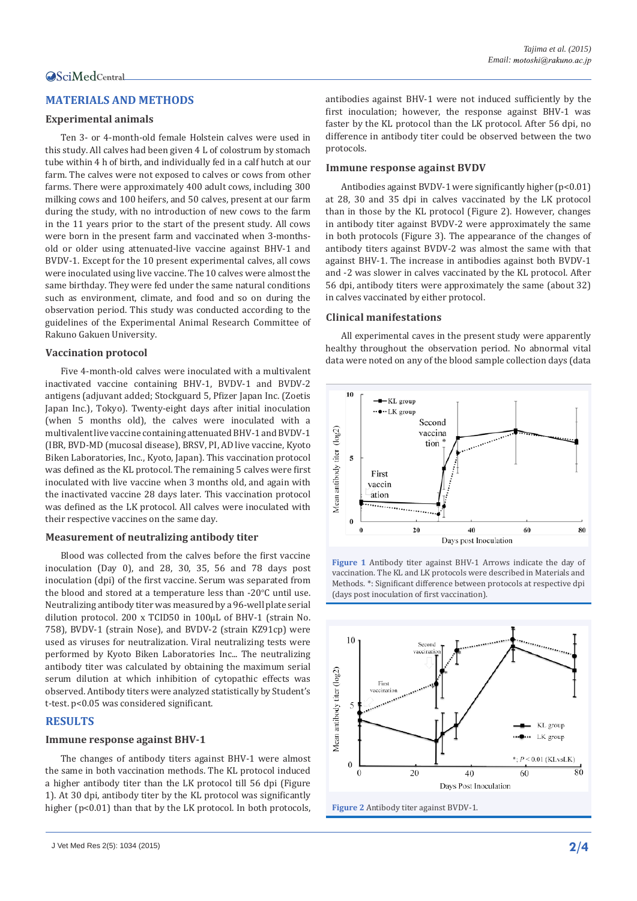## MATERIALS AND METHODS

### Experimental animals

Ten 3- or 4-month-old female Holstein calves were used in this study. All calves had been given 4 L of colostrum by stomach tube within 4 h of birth, and individually fed in a calf hutch at our farm. The calves were not exposed to calves or cows from other farms. There were approximately 400 adult cows, including 300 milking cows and 100 heifers, and 50 calves, present at our farm during the study, with no introduction of new cows to the farm in the 11 years prior to the start of the present study. All cows were born in the present farm and vaccinated when 3-months-old or older using attenuated-live vaccine against BHV-1 and BVDV-1. Except for the 10 present experimental calves, all cows were inoculated using live vaccine. The 10 calves were almost the same birthday. They were fed under the same natural conditions such as environment, climate, and food and so on during the observation period. This study was conducted according to the guidelines of the Experimental Animal Research Committee of Rakuno Gakuen University.

### Vaccination protocol

Five 4-month-old calves were inoculated with a multivalent inactivated vaccine containing BHV-1, BVDV-1 and BVDV-2 antigens (adjuvant added; Stockguard 5, Pfizer Japan Inc. (Zoetis Japan Inc.), Tokyo). Twenty-eight days after initial inoculation (when 5 months old), the calves were inoculated with a multivalent live vaccine containing attenuated BHV-1 and BVDV-1 (IBR, BVD-MD (mucosal disease), BRSV, PI, AD live vaccine, Kyoto Biken Laboratories, Inc., Kyoto, Japan). This vaccination protocol was defined as the KL protocol. The remaining 5 calves were first inoculated with live vaccine when 3 months old, and again with the inactivated vaccine 28 days later. This vaccination protocol was defined as the LK protocol. All calves were inoculated with their respective vaccines on the same day.

### Measurement of neutralizing antibody titer

Blood was collected from the calves before the first vaccine inoculation (Day 0), and 28, 30, 35, 56 and 78 days post inoculation (dpi) of the first vaccine. Serum was separated from the blood and stored at a temperature less than -20°C until use. Neutralizing antibody titer was measured by a 96-well plate serial dilution protocol. 200 x TCID50 in 100µL of BHV-1 (strain No. 758), BVDV-1 (strain Nose), and BVDV-2 (strain KZ91cp) were used as viruses for neutralization. Viral neutralizing tests were performed by Kyoto Biken Laboratories Inc... The neutralizing antibody titer was calculated by obtaining the maximum serial serum dilution at which inhibition of cytopathic effects was observed. Antibody titers were analyzed statistically by Student's t-test. $p<0.05$ was considered significant.

## RESULTS

### Immune response against BHV-1

The changes of antibody titers against BHV-1 were almost the same in both vaccination methods. The KL protocol induced a higher antibody titer than the LK protocol till 56 dpi (Figure 1). At 30 dpi, antibody titer by the KL protocol was significantly higher ($p<0.01$) than that by the LK protocol. In both protocols, antibodies against BHV-1 were not induced sufficiently by the first inoculation; however, the response against BHV-1 was faster by the KL protocol than the LK protocol. After 56 dpi, no difference in antibody titer could be observed between the two protocols.

### Immune response against BVDV

Antibodies against BVDV-1 were significantly higher ($p<0.01$) at 28, 30 and 35 dpi in calves vaccinated by the LK protocol than in those by the KL protocol (Figure 2). However, changes in antibody titer against BVDV-2 were approximately the same in both protocols (Figure 3). The appearance of the changes of antibody titers against BVDV-2 was almost the same with that against BHV-1. The increase in antibodies against both BVDV-1 and -2 was slower in calves vaccinated by the KL protocol. After 56 dpi, antibody titers were approximately the same (about 32) in calves vaccinated by either protocol.

### Clinical manifestations

All experimental caves in the present study were apparently healthy throughout the observation period. No abnormal vital data were noted on any of the blood sample collection days (data

**Figure 1** Antibody titer against BHV-1 Arrows indicate the day of vaccination. The KL and LK protocols were described in Materials and Methods. *: Significant difference between protocols at respective dpi (days post inoculation of first vaccination).

**Figure 2** Antibody titer against BVDV-1.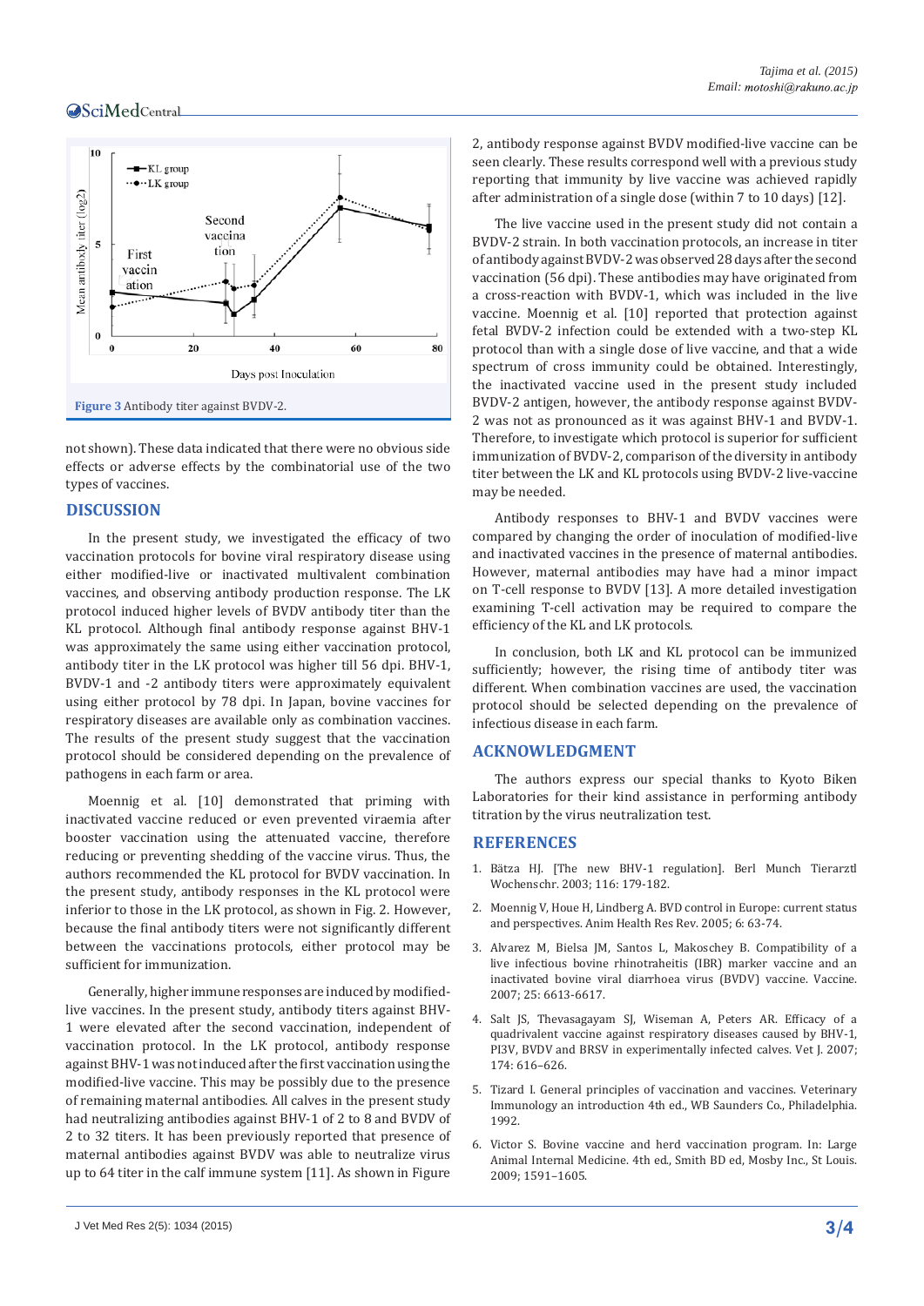Figure 3 Antibody titer against BVDV-2.

not shown). These data indicated that there were no obvious side effects or adverse effects by the combinatorial use of the two types of vaccines.

## DISCUSSION

In the present study, we investigated the efficacy of two vaccination protocols for bovine viral respiratory disease using either modified-live or inactivated multivalent combination vaccines, and observing antibody production response. The LK protocol induced higher levels of BVDV antibody titer than the KL protocol. Although final antibody response against BHV-1 was approximately the same using either vaccination protocol, antibody titer in the LK protocol was higher till 56 dpi. BHV-1, BVDV-1 and -2 antibody titers were approximately equivalent using either protocol by 78 dpi. In Japan, bovine vaccines for respiratory diseases are available only as combination vaccines. The results of the present study suggest that the vaccination protocol should be considered depending on the prevalence of pathogens in each farm or area.

Moennig et al. [10] demonstrated that priming with inactivated vaccine reduced or even prevented viraemia after booster vaccination using the attenuated vaccine, therefore reducing or preventing shedding of the vaccine virus. Thus, the authors recommended the KL protocol for BVDV vaccination. In the present study, antibody responses in the KL protocol were inferior to those in the LK protocol, as shown in Fig. 2. However, because the final antibody titers were not significantly different between the vaccinations protocols, either protocol may be sufficient for immunization.

Generally, higher immune responses are induced by modified-live vaccines. In the present study, antibody titers against BHV-1 were elevated after the second vaccination, independent of vaccination protocol. In the LK protocol, antibody response against BHV-1 was not induced after the first vaccination using the modified-live vaccine. This may be possibly due to the presence of remaining maternal antibodies. All calves in the present study had neutralizing antibodies against BHV-1 of 2 to 8 and BVDV of 2 to 32 titers. It has been previously reported that presence of maternal antibodies against BVDV was able to neutralize virus up to 64 titer in the calf immune system [11]. As shown in Figure 2, antibody response against BVDV modified-live vaccine can be seen clearly. These results correspond well with a previous study reporting that immunity by live vaccine was achieved rapidly after administration of a single dose (within 7 to 10 days) [12].

The live vaccine used in the present study did not contain a BVDV-2 strain. In both vaccination protocols, an increase in titer of antibody against BVDV-2 was observed 28 days after the second vaccination (56 dpi). These antibodies may have originated from a cross-reaction with BVDV-1, which was included in the live vaccine. Moennig et al. [10] reported that protection against fetal BVDV-2 infection could be extended with a two-step KL protocol than with a single dose of live vaccine, and that a wide spectrum of cross immunity could be obtained. Interestingly, the inactivated vaccine used in the present study included BVDV-2 antigen, however, the antibody response against BVDV-2 was not as pronounced as it was against BHV-1 and BVDV-1. Therefore, to investigate which protocol is superior for sufficient immunization of BVDV-2, comparison of the diversity in antibody titer between the LK and KL protocols using BVDV-2 live-vaccine may be needed.

Antibody responses to BHV-1 and BVDV vaccines were compared by changing the order of inoculation of modified-live and inactivated vaccines in the presence of maternal antibodies. However, maternal antibodies may have had a minor impact on T-cell response to BVDV [13]. A more detailed investigation examining T-cell activation may be required to compare the efficiency of the KL and LK protocols.

In conclusion, both LK and KL protocol can be immunized sufficiently; however, the rising time of antibody titer was different. When combination vaccines are used, the vaccination protocol should be selected depending on the prevalence of infectious disease in each farm.

## ACKNOWLEDGMENT

The authors express our special thanks to Kyoto Biken Laboratories for their kind assistance in performing antibody titration by the virus neutralization test.

## REFERENCES

1. Bätza HJ. [The new BHV-1 regulation]. Berl Munch Tierarztl Wochenschr. 2003; 116: 179-182.
2. Moennig V, Houe H, Lindberg A. BVD control in Europe: current status and perspectives. Anim Health Res Rev. 2005; 6: 63-74.
3. Alvarez M, Bielsa JM, Santos L, Makoschey B. Compatibility of a live infectious bovine rhinotraheitis (IBR) marker vaccine and an inactivated bovine viral diarrhoea virus (BVDV) vaccine. Vaccine. 2007; 25: 6613-6617.
4. Salt JS, Thevasagayam SJ, Wiseman A, Peters AR. Efficacy of a quadrivalent vaccine against respiratory diseases caused by BHV-1, PI3V, BVDV and BRSV in experimentally infected calves. Vet J. 2007; 174: 616–626.
5. Tizard I. General principles of vaccination and vaccines. Veterinary Immunology an introduction 4th ed., WB Saunders Co., Philadelphia. 1992.
6. Victor S. Bovine vaccine and herd vaccination program. In: Large Animal Internal Medicine. 4th ed., Smith BD ed, Mosby Inc., St Louis. 2009; 1591–1605.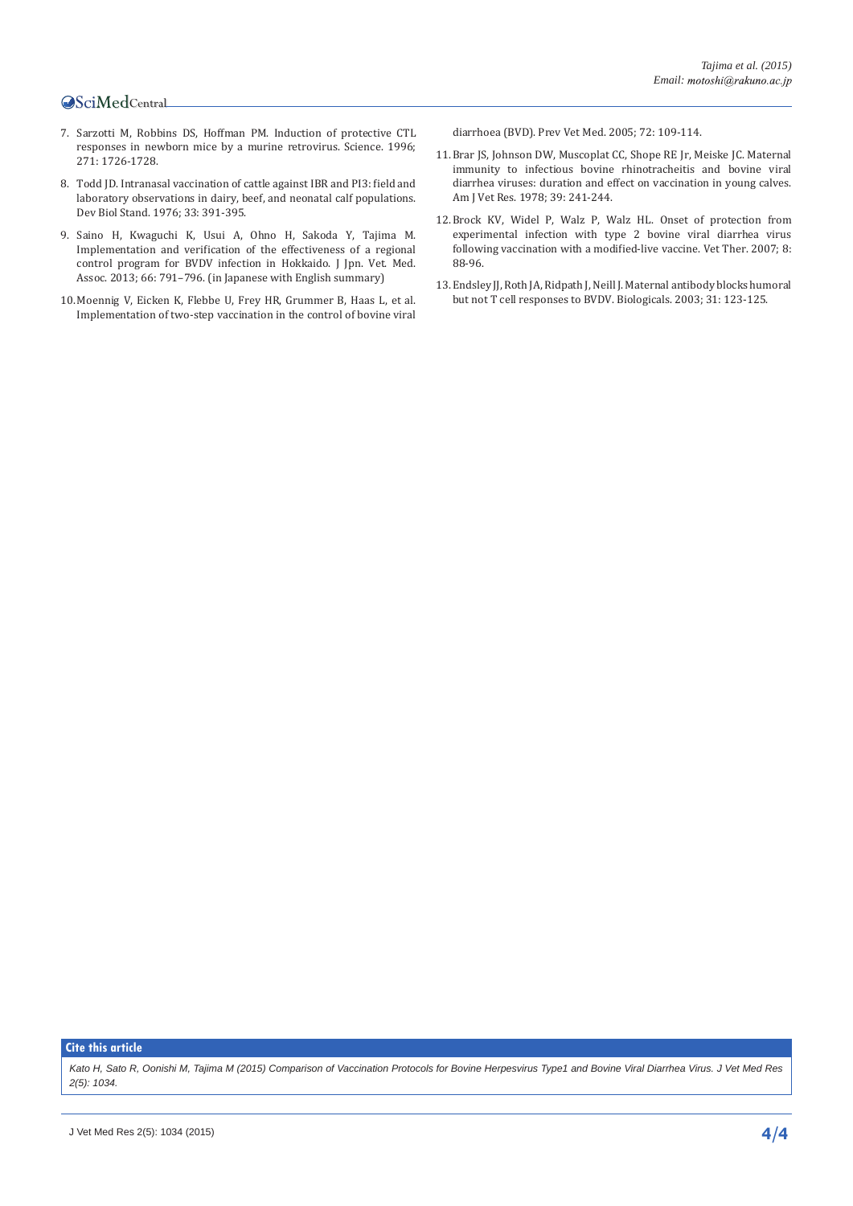7. Sarzotti M, Robbins DS, Hoffman PM. Induction of protective CTL responses in newborn mice by a murine retrovirus. Science. 1996; 271: 1726-1728.

8. Todd JD. Intranasal vaccination of cattle against IBR and PI3: field and laboratory observations in dairy, beef, and neonatal calf populations. Dev Biol Stand. 1976; 33: 391-395.

9. Saino H, Kwaguchi K, Usui A, Ohno H, Sakoda Y, Tajima M. Implementation and verification of the effectiveness of a regional control program for BVDV infection in Hokkaido. J Jpn. Vet. Med. Assoc. 2013; 66: 791–796. (in Japanese with English summary)

10. Moennig V, Eicken K, Flebbe U, Frey HR, Grummer B, Haas L, et al. Implementation of two-step vaccination in the control of bovine viral diarrhoea (BVD). Prev Vet Med. 2005; 72: 109-114.

11. Brar JS, Johnson DW, Muscoplat CC, Shope RE Jr, Meiske JC. Maternal immunity to infectious bovine rhinotracheitis and bovine viral diarrhea viruses: duration and effect on vaccination in young calves. Am J Vet Res. 1978; 39: 241-244.

12. Brock KV, Widel P, Walz P, Walz HL. Onset of protection from experimental infection with type 2 bovine viral diarrhea virus following vaccination with a modified-live vaccine. Vet Ther. 2007; 8: 88-96.

13. Endsley JJ, Roth JA, Ridpath J, Neill J. Maternal antibody blocks humoral but not T cell responses to BVDV. Biologicals. 2003; 31: 123-125.

**Cite this article**

*Kato H, Sato R, Oonishi M, Tajima M (2015) Comparison of Vaccination Protocols for Bovine Herpesvirus Type1 and Bovine Viral Diarrhea Virus. J Vet Med Res 2(5): 1034.*